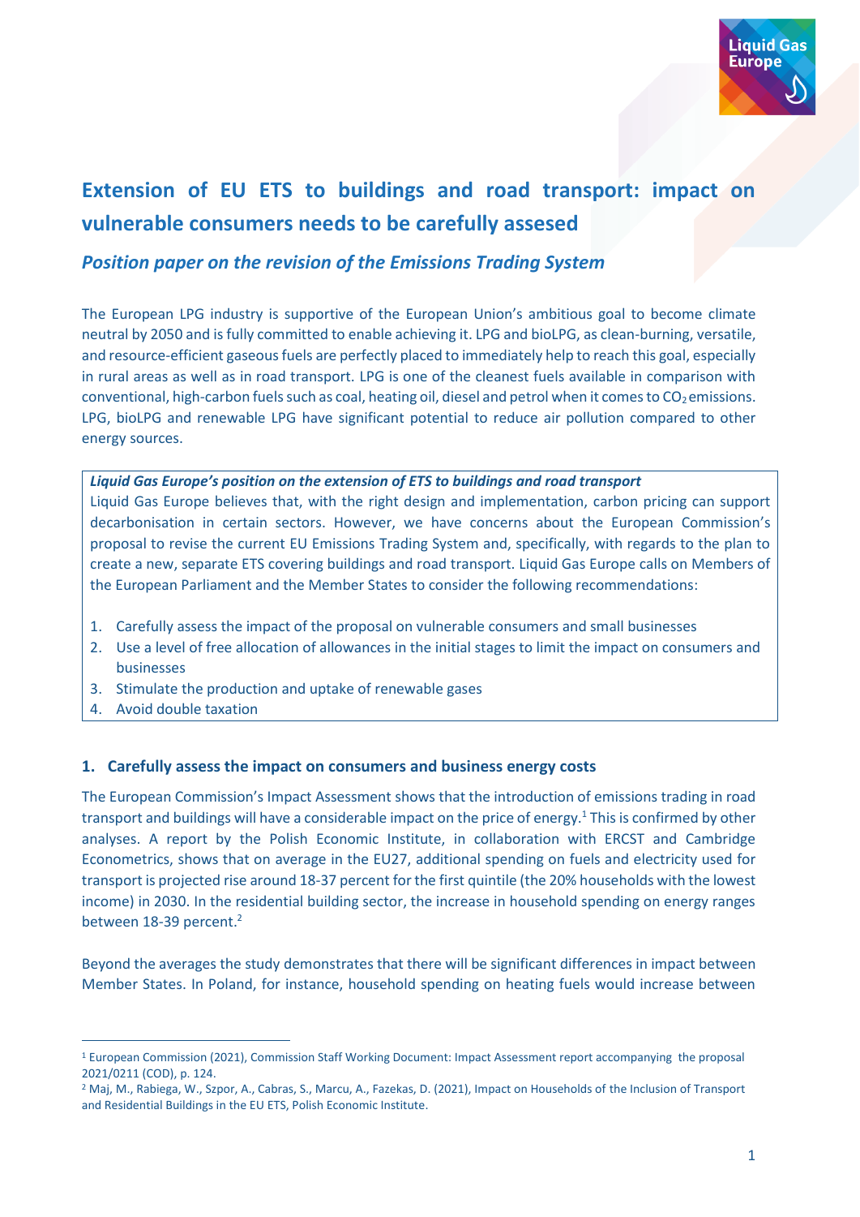# Extension of EU ETS to buildings and road transport: impact on vulnerable consumers needs to be carefully assesed

## *Position paper on the revision of the Emissions Trading System*

The European LPG industry is supportive of the European Union's ambitious goal to become climate neutral by 2050 and is fully committed to enable achieving it. LPG and bioLPG, as clean-burning, versatile, and resource-efficient gaseous fuels are perfectly placed to immediately help to reach this goal, especially in rural areas as well as in road transport. LPG is one of the cleanest fuels available in comparison with conventional, high-carbon fuels such as coal, heating oil, diesel and petrol when it comes to $CO_2$ emissions. LPG, bioLPG and renewable LPG have significant potential to reduce air pollution compared to other energy sources.

**_Liquid Gas Europe's position on the extension of ETS to buildings and road transport_**

Liquid Gas Europe believes that, with the right design and implementation, carbon pricing can support decarbonisation in certain sectors. However, we have concerns about the European Commission's proposal to revise the current EU Emissions Trading System and, specifically, with regards to the plan to create a new, separate ETS covering buildings and road transport. Liquid Gas Europe calls on Members of the European Parliament and the Member States to consider the following recommendations:

1. Carefully assess the impact of the proposal on vulnerable consumers and small businesses
2. Use a level of free allocation of allowances in the initial stages to limit the impact on consumers and businesses
3. Stimulate the production and uptake of renewable gases
4. Avoid double taxation

### 1. Carefully assess the impact on consumers and business energy costs

The European Commission's Impact Assessment shows that the introduction of emissions trading in road transport and buildings will have a considerable impact on the price of energy.[1] This is confirmed by other analyses. A report by the Polish Economic Institute, in collaboration with ERCST and Cambridge Econometrics, shows that on average in the EU27, additional spending on fuels and electricity used for transport is projected rise around 18-37 percent for the first quintile (the 20% households with the lowest income) in 2030. In the residential building sector, the increase in household spending on energy ranges between 18-39 percent.[2]

Beyond the averages the study demonstrates that there will be significant differences in impact between Member States. In Poland, for instance, household spending on heating fuels would increase between

---

[1] European Commission (2021), Commission Staff Working Document: Impact Assessment report accompanying the proposal 2021/0211 (COD), p. 124.

[2] Maj, M., Rabiega, W., Szpor, A., Cabras, S., Marcu, A., Fazekas, D. (2021), Impact on Households of the Inclusion of Transport and Residential Buildings in the EU ETS, Polish Economic Institute.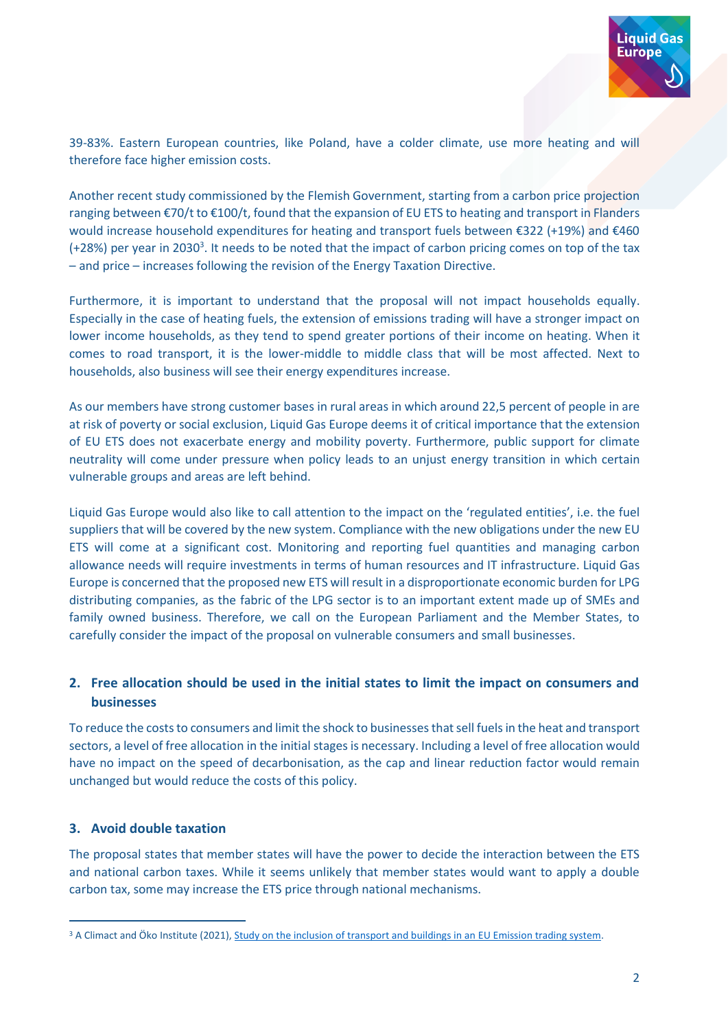39-83%. Eastern European countries, like Poland, have a colder climate, use more heating and will therefore face higher emission costs.

Another recent study commissioned by the Flemish Government, starting from a carbon price projection ranging between €70/t to €100/t, found that the expansion of EU ETS to heating and transport in Flanders would increase household expenditures for heating and transport fuels between €322 (+19%) and €460 (+28%) per year in 2030[3]. It needs to be noted that the impact of carbon pricing comes on top of the tax – and price – increases following the revision of the Energy Taxation Directive.

Furthermore, it is important to understand that the proposal will not impact households equally. Especially in the case of heating fuels, the extension of emissions trading will have a stronger impact on lower income households, as they tend to spend greater portions of their income on heating. When it comes to road transport, it is the lower-middle to middle class that will be most affected. Next to households, also business will see their energy expenditures increase.

As our members have strong customer bases in rural areas in which around 22,5 percent of people in are at risk of poverty or social exclusion, Liquid Gas Europe deems it of critical importance that the extension of EU ETS does not exacerbate energy and mobility poverty. Furthermore, public support for climate neutrality will come under pressure when policy leads to an unjust energy transition in which certain vulnerable groups and areas are left behind.

Liquid Gas Europe would also like to call attention to the impact on the 'regulated entities', i.e. the fuel suppliers that will be covered by the new system. Compliance with the new obligations under the new EU ETS will come at a significant cost. Monitoring and reporting fuel quantities and managing carbon allowance needs will require investments in terms of human resources and IT infrastructure. Liquid Gas Europe is concerned that the proposed new ETS will result in a disproportionate economic burden for LPG distributing companies, as the fabric of the LPG sector is to an important extent made up of SMEs and family owned business. Therefore, we call on the European Parliament and the Member States, to carefully consider the impact of the proposal on vulnerable consumers and small businesses.

## 2. Free allocation should be used in the initial states to limit the impact on consumers and businesses

To reduce the costs to consumers and limit the shock to businesses that sell fuels in the heat and transport sectors, a level of free allocation in the initial stages is necessary. Including a level of free allocation would have no impact on the speed of decarbonisation, as the cap and linear reduction factor would remain unchanged but would reduce the costs of this policy.

## 3. Avoid double taxation

The proposal states that member states will have the power to decide the interaction between the ETS and national carbon taxes. While it seems unlikely that member states would want to apply a double carbon tax, some may increase the ETS price through national mechanisms.

---

[3] A Climact and Öko Institute (2021), Study on the inclusion of transport and buildings in an EU Emission trading system.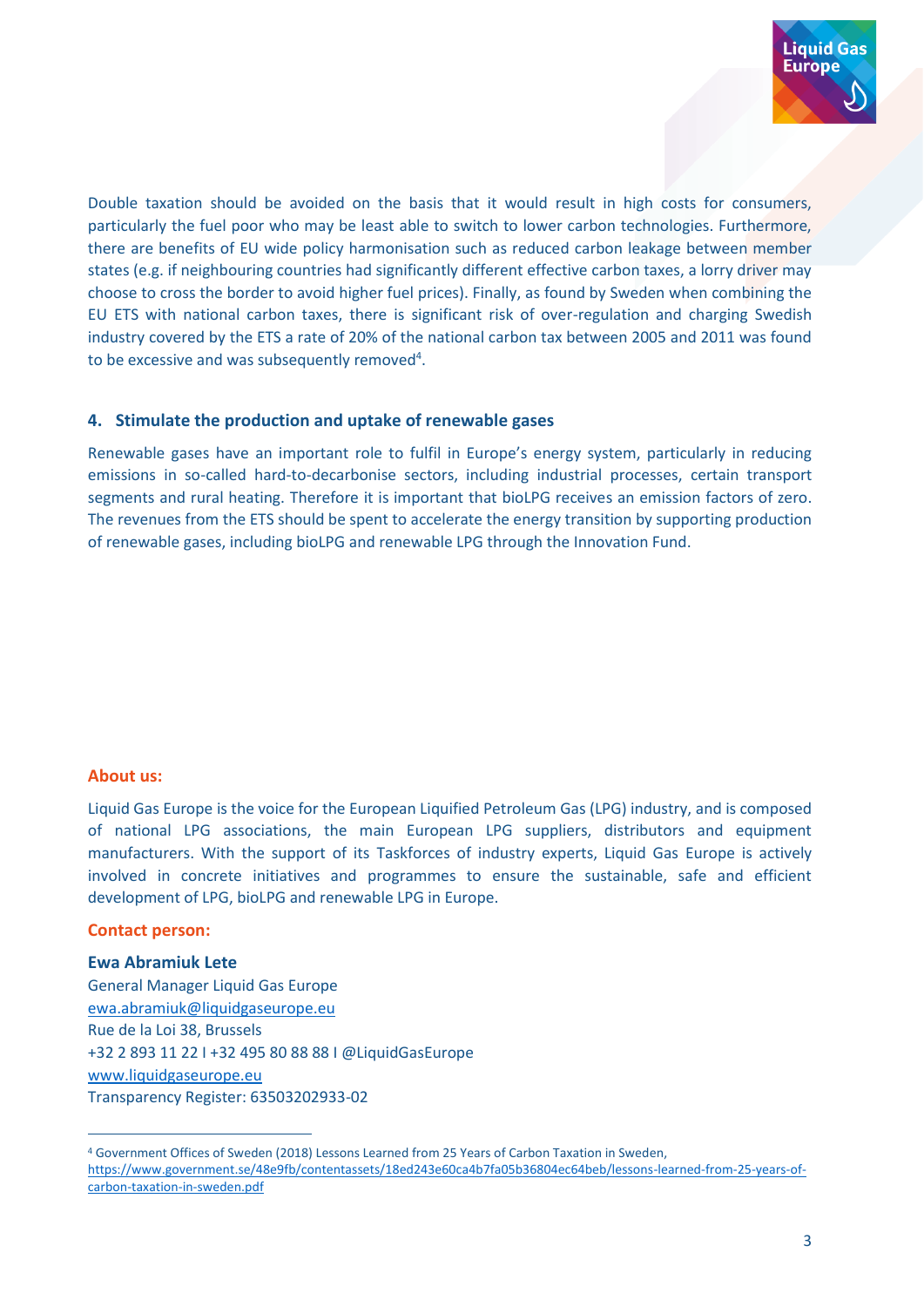Double taxation should be avoided on the basis that it would result in high costs for consumers, particularly the fuel poor who may be least able to switch to lower carbon technologies. Furthermore, there are benefits of EU wide policy harmonisation such as reduced carbon leakage between member states (e.g. if neighbouring countries had significantly different effective carbon taxes, a lorry driver may choose to cross the border to avoid higher fuel prices). Finally, as found by Sweden when combining the EU ETS with national carbon taxes, there is significant risk of over-regulation and charging Swedish industry covered by the ETS a rate of 20% of the national carbon tax between 2005 and 2011 was found to be excessive and was subsequently removed[4].

### 4. Stimulate the production and uptake of renewable gases

Renewable gases have an important role to fulfil in Europe's energy system, particularly in reducing emissions in so-called hard-to-decarbonise sectors, including industrial processes, certain transport segments and rural heating. Therefore it is important that bioLPG receives an emission factors of zero. The revenues from the ETS should be spent to accelerate the energy transition by supporting production of renewable gases, including bioLPG and renewable LPG through the Innovation Fund.

**About us:**

Liquid Gas Europe is the voice for the European Liquified Petroleum Gas (LPG) industry, and is composed of national LPG associations, the main European LPG suppliers, distributors and equipment manufacturers. With the support of its Taskforces of industry experts, Liquid Gas Europe is actively involved in concrete initiatives and programmes to ensure the sustainable, safe and efficient development of LPG, bioLPG and renewable LPG in Europe.

**Contact person:**

**Ewa Abramiuk Lete**
General Manager Liquid Gas Europe
ewa.abramiuk@liquidgaseurope.eu
Rue de la Loi 38, Brussels
+32 2 893 11 22 I +32 495 80 88 88 I @LiquidGasEurope
www.liquidgaseurope.eu
Transparency Register: 63503202933-02

[4] Government Offices of Sweden (2018) Lessons Learned from 25 Years of Carbon Taxation in Sweden, https://www.government.se/48e9fb/contentassets/18ed243e60ca4b7fa05b36804ec64beb/lessons-learned-from-25-years-of-carbon-taxation-in-sweden.pdf